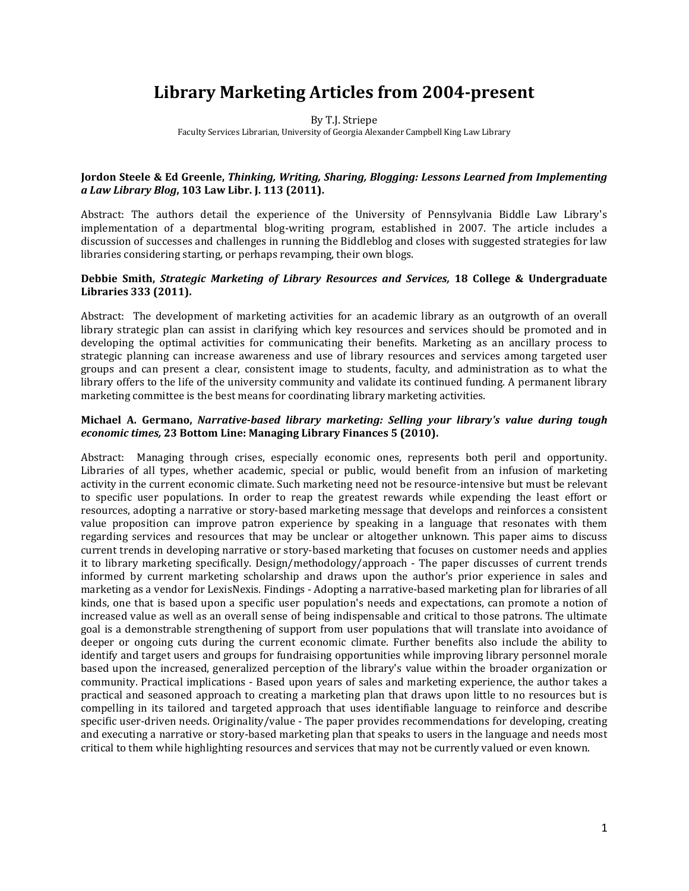# Library Marketing Articles from 2004-present

By T.J. Striepe

Faculty Services Librarian, University of Georgia Alexander Campbell King Law Library

**Jordon Steele & Ed Greenle, *Thinking, Writing, Sharing, Blogging: Lessons Learned from Implementing a Law Library Blog*, 103 Law Libr. J. 113 (2011).**

Abstract: The authors detail the experience of the University of Pennsylvania Biddle Law Library's implementation of a departmental blog-writing program, established in 2007. The article includes a discussion of successes and challenges in running the Biddleblog and closes with suggested strategies for law libraries considering starting, or perhaps revamping, their own blogs.

**Debbie Smith, *Strategic Marketing of Library Resources and Services,* 18 College & Undergraduate Libraries 333 (2011).**

Abstract: The development of marketing activities for an academic library as an outgrowth of an overall library strategic plan can assist in clarifying which key resources and services should be promoted and in developing the optimal activities for communicating their benefits. Marketing as an ancillary process to strategic planning can increase awareness and use of library resources and services among targeted user groups and can present a clear, consistent image to students, faculty, and administration as to what the library offers to the life of the university community and validate its continued funding. A permanent library marketing committee is the best means for coordinating library marketing activities.

**Michael A. Germano, *Narrative-based library marketing: Selling your library's value during tough economic times,* 23 Bottom Line: Managing Library Finances 5 (2010).**

Abstract: Managing through crises, especially economic ones, represents both peril and opportunity. Libraries of all types, whether academic, special or public, would benefit from an infusion of marketing activity in the current economic climate. Such marketing need not be resource-intensive but must be relevant to specific user populations. In order to reap the greatest rewards while expending the least effort or resources, adopting a narrative or story-based marketing message that develops and reinforces a consistent value proposition can improve patron experience by speaking in a language that resonates with them regarding services and resources that may be unclear or altogether unknown. This paper aims to discuss current trends in developing narrative or story-based marketing that focuses on customer needs and applies it to library marketing specifically. Design/methodology/approach - The paper discusses of current trends informed by current marketing scholarship and draws upon the author's prior experience in sales and marketing as a vendor for LexisNexis. Findings - Adopting a narrative-based marketing plan for libraries of all kinds, one that is based upon a specific user population's needs and expectations, can promote a notion of increased value as well as an overall sense of being indispensable and critical to those patrons. The ultimate goal is a demonstrable strengthening of support from user populations that will translate into avoidance of deeper or ongoing cuts during the current economic climate. Further benefits also include the ability to identify and target users and groups for fundraising opportunities while improving library personnel morale based upon the increased, generalized perception of the library's value within the broader organization or community. Practical implications - Based upon years of sales and marketing experience, the author takes a practical and seasoned approach to creating a marketing plan that draws upon little to no resources but is compelling in its tailored and targeted approach that uses identifiable language to reinforce and describe specific user-driven needs. Originality/value - The paper provides recommendations for developing, creating and executing a narrative or story-based marketing plan that speaks to users in the language and needs most critical to them while highlighting resources and services that may not be currently valued or even known.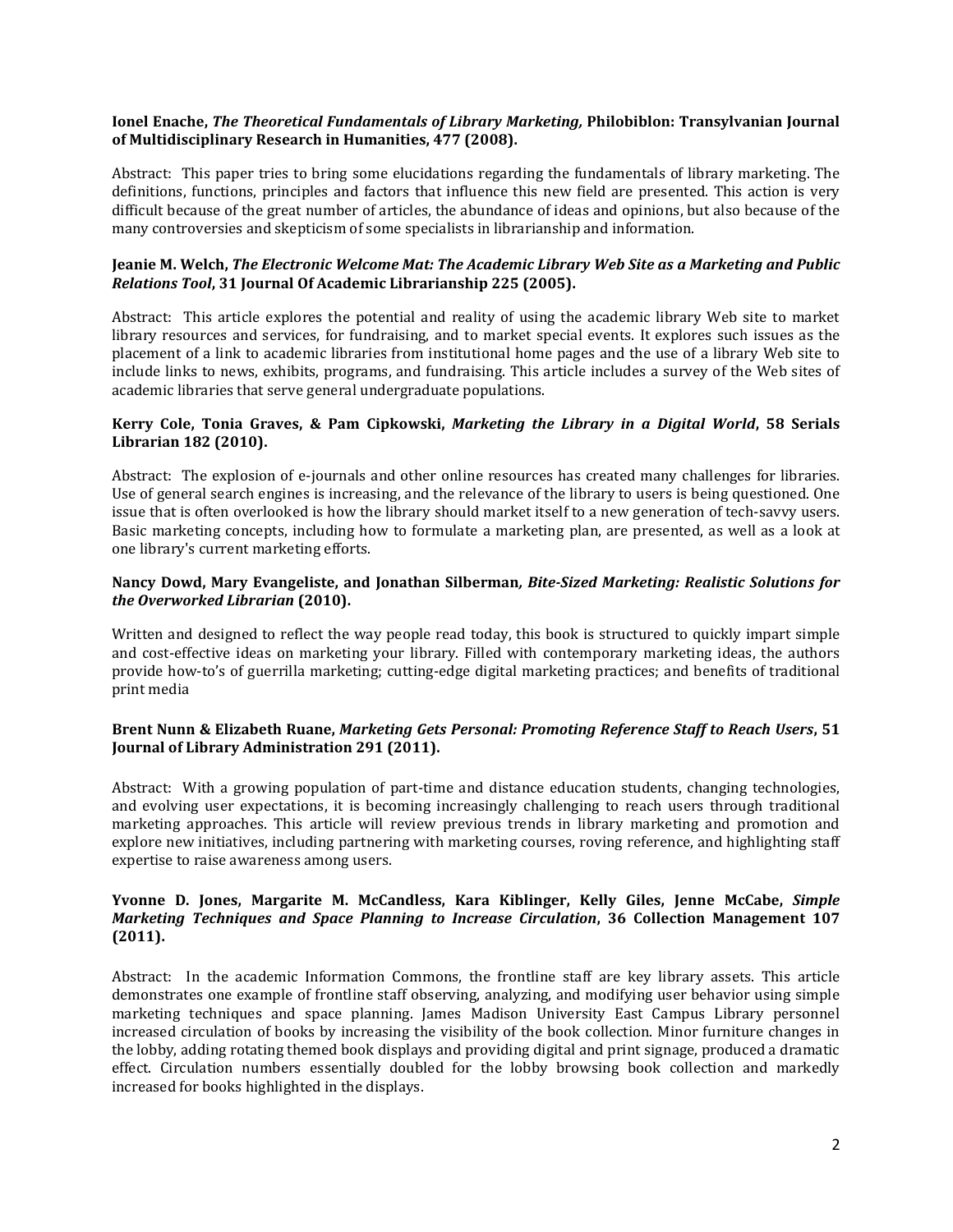**Ionel Enache, *The Theoretical Fundamentals of Library Marketing,* Philobiblon: Transylvanian Journal of Multidisciplinary Research in Humanities, 477 (2008).**

Abstract: This paper tries to bring some elucidations regarding the fundamentals of library marketing. The definitions, functions, principles and factors that influence this new field are presented. This action is very difficult because of the great number of articles, the abundance of ideas and opinions, but also because of the many controversies and skepticism of some specialists in librarianship and information.

**Jeanie M. Welch, *The Electronic Welcome Mat: The Academic Library Web Site as a Marketing and Public Relations Tool*, 31 Journal Of Academic Librarianship 225 (2005).**

Abstract: This article explores the potential and reality of using the academic library Web site to market library resources and services, for fundraising, and to market special events. It explores such issues as the placement of a link to academic libraries from institutional home pages and the use of a library Web site to include links to news, exhibits, programs, and fundraising. This article includes a survey of the Web sites of academic libraries that serve general undergraduate populations.

**Kerry Cole, Tonia Graves, & Pam Cipkowski, *Marketing the Library in a Digital World*, 58 Serials Librarian 182 (2010).**

Abstract: The explosion of e-journals and other online resources has created many challenges for libraries. Use of general search engines is increasing, and the relevance of the library to users is being questioned. One issue that is often overlooked is how the library should market itself to a new generation of tech-savvy users. Basic marketing concepts, including how to formulate a marketing plan, are presented, as well as a look at one library's current marketing efforts.

**Nancy Dowd, Mary Evangeliste, and Jonathan Silberman*, Bite-Sized Marketing: Realistic Solutions for the Overworked Librarian* (2010).**

Written and designed to reflect the way people read today, this book is structured to quickly impart simple and cost-effective ideas on marketing your library. Filled with contemporary marketing ideas, the authors provide how-to's of guerrilla marketing; cutting-edge digital marketing practices; and benefits of traditional print media

**Brent Nunn & Elizabeth Ruane, *Marketing Gets Personal: Promoting Reference Staff to Reach Users*, 51 Journal of Library Administration 291 (2011).**

Abstract: With a growing population of part-time and distance education students, changing technologies, and evolving user expectations, it is becoming increasingly challenging to reach users through traditional marketing approaches. This article will review previous trends in library marketing and promotion and explore new initiatives, including partnering with marketing courses, roving reference, and highlighting staff expertise to raise awareness among users.

**Yvonne D. Jones, Margarite M. McCandless, Kara Kiblinger, Kelly Giles, Jenne McCabe, *Simple Marketing Techniques and Space Planning to Increase Circulation*, 36 Collection Management 107 (2011).**

Abstract: In the academic Information Commons, the frontline staff are key library assets. This article demonstrates one example of frontline staff observing, analyzing, and modifying user behavior using simple marketing techniques and space planning. James Madison University East Campus Library personnel increased circulation of books by increasing the visibility of the book collection. Minor furniture changes in the lobby, adding rotating themed book displays and providing digital and print signage, produced a dramatic effect. Circulation numbers essentially doubled for the lobby browsing book collection and markedly increased for books highlighted in the displays.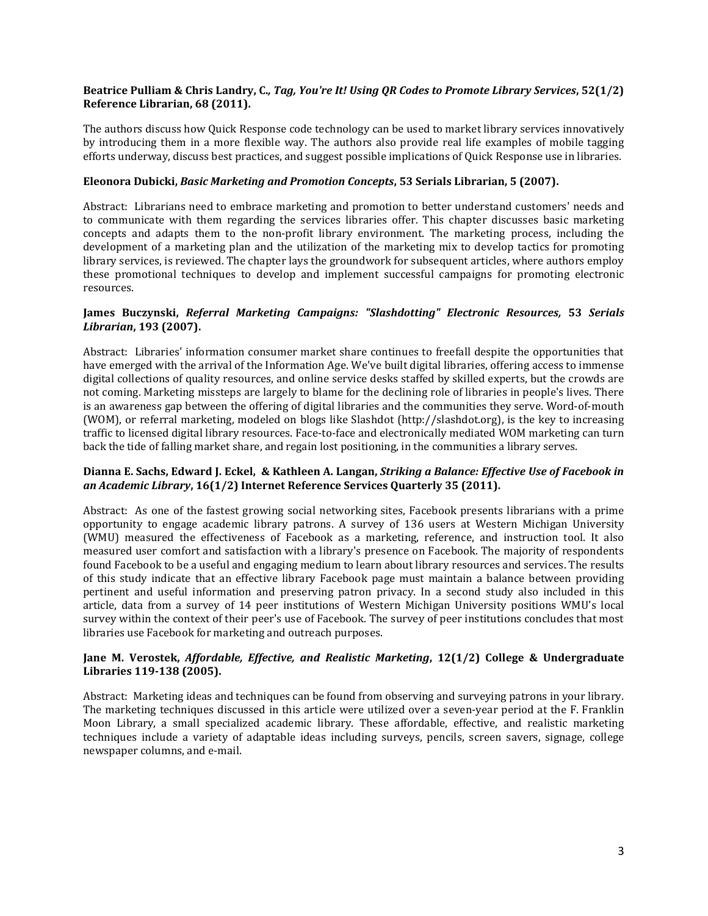**Beatrice Pulliam & Chris Landry, C.*, Tag, You're It! Using QR Codes to Promote Library Services*, 52(1/2) Reference Librarian, 68 (2011).**

The authors discuss how Quick Response code technology can be used to market library services innovatively by introducing them in a more flexible way. The authors also provide real life examples of mobile tagging efforts underway, discuss best practices, and suggest possible implications of Quick Response use in libraries.

**Eleonora Dubicki, *Basic Marketing and Promotion Concepts*, 53 Serials Librarian, 5 (2007).**

Abstract: Librarians need to embrace marketing and promotion to better understand customers' needs and to communicate with them regarding the services libraries offer. This chapter discusses basic marketing concepts and adapts them to the non-profit library environment. The marketing process, including the development of a marketing plan and the utilization of the marketing mix to develop tactics for promoting library services, is reviewed. The chapter lays the groundwork for subsequent articles, where authors employ these promotional techniques to develop and implement successful campaigns for promoting electronic resources.

**James Buczynski, *Referral Marketing Campaigns: "Slashdotting" Electronic Resources*, 53 *Serials Librarian*, 193 (2007).**

Abstract: Libraries' information consumer market share continues to freefall despite the opportunities that have emerged with the arrival of the Information Age. We've built digital libraries, offering access to immense digital collections of quality resources, and online service desks staffed by skilled experts, but the crowds are not coming. Marketing missteps are largely to blame for the declining role of libraries in people's lives. There is an awareness gap between the offering of digital libraries and the communities they serve. Word-of-mouth (WOM), or referral marketing, modeled on blogs like Slashdot (http://slashdot.org), is the key to increasing traffic to licensed digital library resources. Face-to-face and electronically mediated WOM marketing can turn back the tide of falling market share, and regain lost positioning, in the communities a library serves.

**Dianna E. Sachs, Edward J. Eckel, & Kathleen A. Langan, *Striking a Balance: Effective Use of Facebook in an Academic Library*, 16(1/2) Internet Reference Services Quarterly 35 (2011).**

Abstract: As one of the fastest growing social networking sites, Facebook presents librarians with a prime opportunity to engage academic library patrons. A survey of 136 users at Western Michigan University (WMU) measured the effectiveness of Facebook as a marketing, reference, and instruction tool. It also measured user comfort and satisfaction with a library's presence on Facebook. The majority of respondents found Facebook to be a useful and engaging medium to learn about library resources and services. The results of this study indicate that an effective library Facebook page must maintain a balance between providing pertinent and useful information and preserving patron privacy. In a second study also included in this article, data from a survey of 14 peer institutions of Western Michigan University positions WMU's local survey within the context of their peer's use of Facebook. The survey of peer institutions concludes that most libraries use Facebook for marketing and outreach purposes.

**Jane M. Verostek, *Affordable, Effective, and Realistic Marketing*, 12(1/2) College & Undergraduate Libraries 119-138 (2005).**

Abstract: Marketing ideas and techniques can be found from observing and surveying patrons in your library. The marketing techniques discussed in this article were utilized over a seven-year period at the F. Franklin Moon Library, a small specialized academic library. These affordable, effective, and realistic marketing techniques include a variety of adaptable ideas including surveys, pencils, screen savers, signage, college newspaper columns, and e-mail.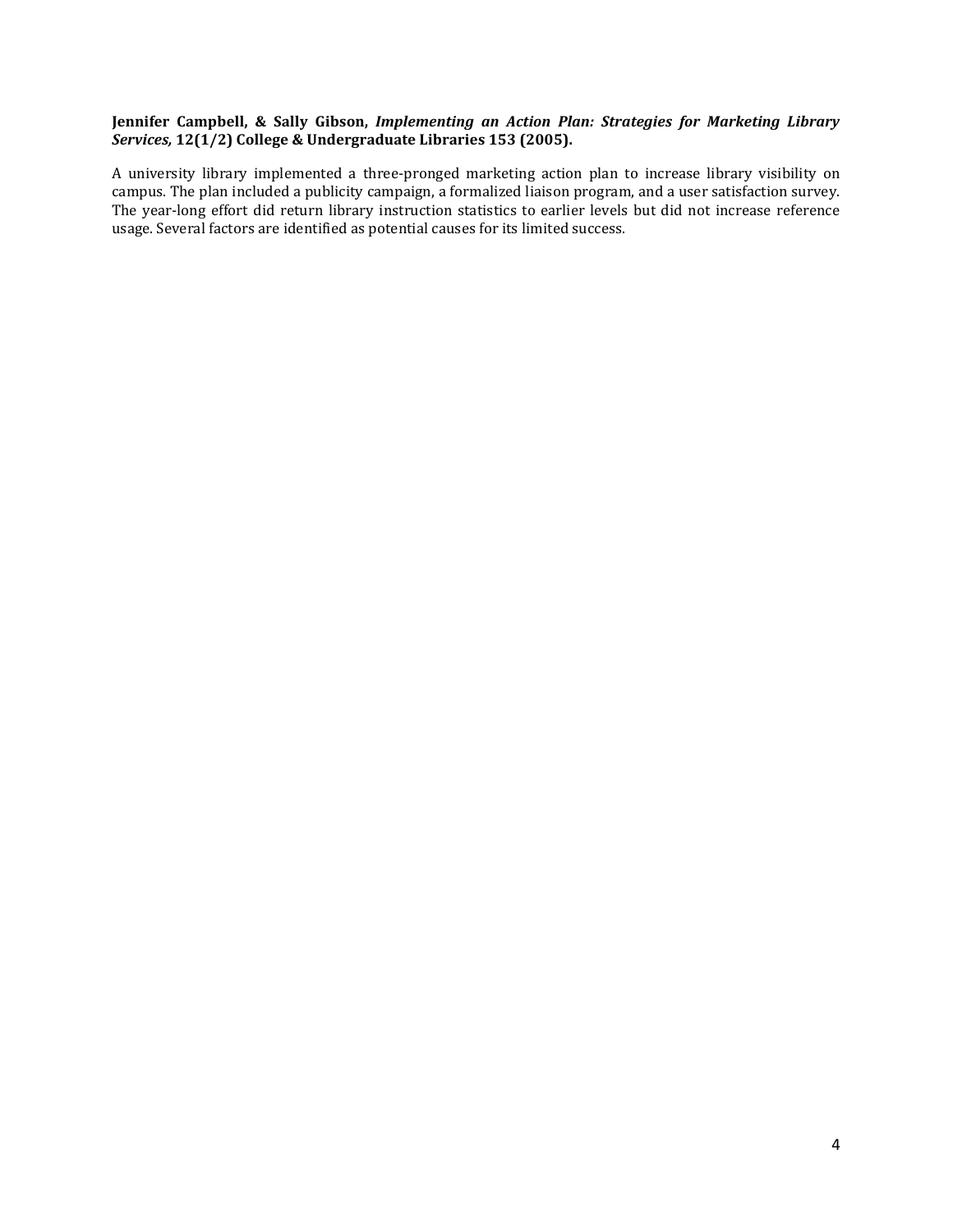**Jennifer Campbell, & Sally Gibson, *Implementing an Action Plan: Strategies for Marketing Library Services,* 12(1/2) College & Undergraduate Libraries 153 (2005).**

A university library implemented a three-pronged marketing action plan to increase library visibility on campus. The plan included a publicity campaign, a formalized liaison program, and a user satisfaction survey. The year-long effort did return library instruction statistics to earlier levels but did not increase reference usage. Several factors are identified as potential causes for its limited success.